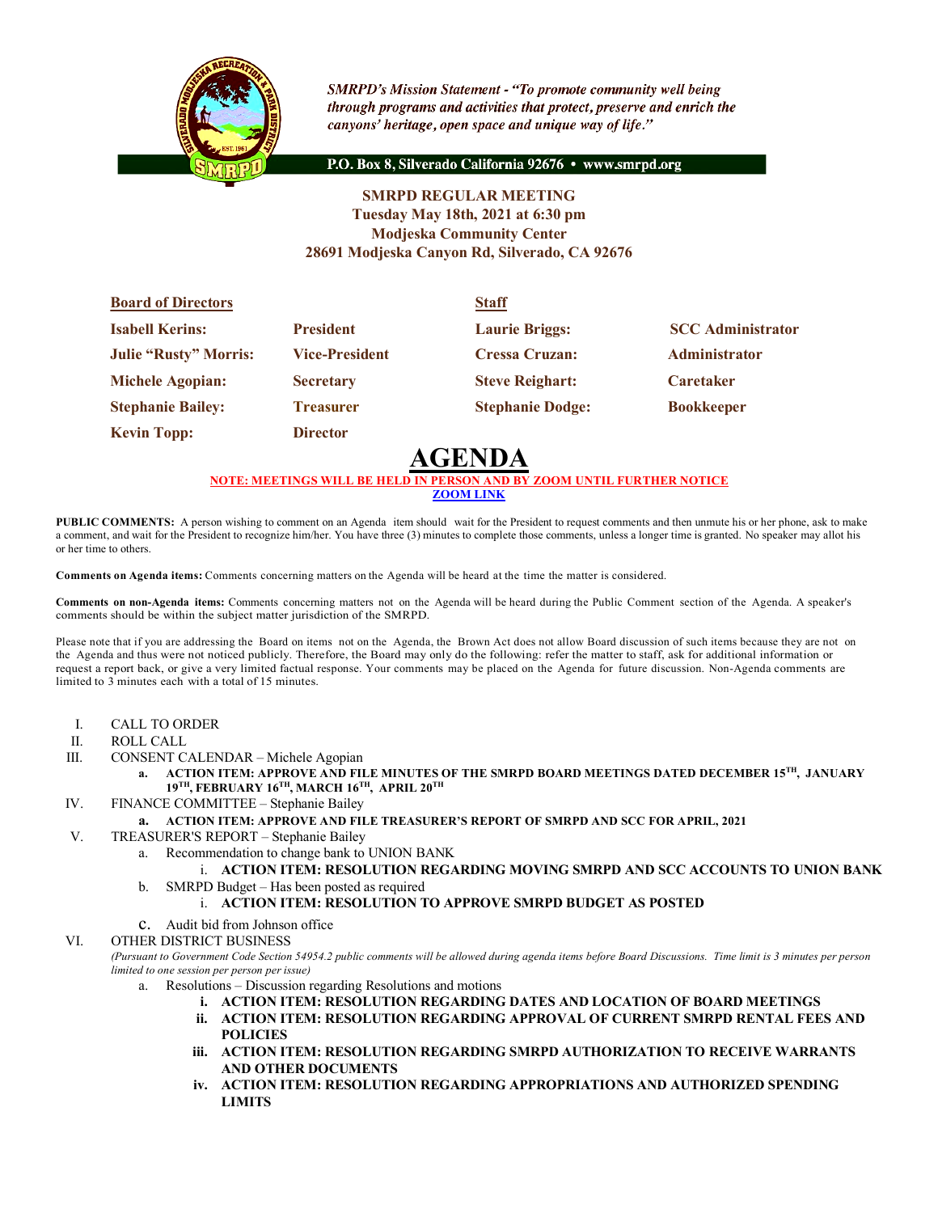*SMRPD's Mission Statement - "To promote community well being through programs and activities that protect, preserve and enrich the canyons' heritage, open space and unique way of life."*

P.O. Box 8, Silverado California 92676 • www.smrpd.org

**SMRPD REGULAR MEETING**
**Tuesday May 18th, 2021 at 6:30 pm**
**Modjeska Community Center**
**28691 Modjeska Canyon Rd, Silverado, CA 92676**

| **Board of Directors** | | **Staff** | |
|---|---|---|---|
| **Isabell Kerins:** | **President** | **Laurie Briggs:** | **SCC Administrator** |
| **Julie "Rusty" Morris:** | **Vice-President** | **Cressa Cruzan:** | **Administrator** |
| **Michele Agopian:** | **Secretary** | **Steve Reighart:** | **Caretaker** |
| **Stephanie Bailey:** | **Treasurer** | **Stephanie Dodge:** | **Bookkeeper** |
| **Kevin Topp:** | **Director** | | |

# AGENDA

**NOTE: MEETINGS WILL BE HELD IN PERSON AND BY ZOOM UNTIL FURTHER NOTICE**

**ZOOM LINK**

**PUBLIC COMMENTS:** A person wishing to comment on an Agenda item should wait for the President to request comments and then unmute his or her phone, ask to make a comment, and wait for the President to recognize him/her. You have three (3) minutes to complete those comments, unless a longer time is granted. No speaker may allot his or her time to others.

**Comments on Agenda items:** Comments concerning matters on the Agenda will be heard at the time the matter is considered.

**Comments on non-Agenda items:** Comments concerning matters not on the Agenda will be heard during the Public Comment section of the Agenda. A speaker's comments should be within the subject matter jurisdiction of the SMRPD.

Please note that if you are addressing the Board on items not on the Agenda, the Brown Act does not allow Board discussion of such items because they are not on the Agenda and thus were not noticed publicly. Therefore, the Board may only do the following: refer the matter to staff, ask for additional information or request a report back, or give a very limited factual response. Your comments may be placed on the Agenda for future discussion. Non-Agenda comments are limited to 3 minutes each with a total of 15 minutes.

I. CALL TO ORDER

II. ROLL CALL

III. CONSENT CALENDAR – Michele Agopian
   - a. **ACTION ITEM: APPROVE AND FILE MINUTES OF THE SMRPD BOARD MEETINGS DATED DECEMBER 15TH, JANUARY 19TH, FEBRUARY 16TH, MARCH 16TH, APRIL 20TH**

IV. FINANCE COMMITTEE – Stephanie Bailey
   - a. **ACTION ITEM: APPROVE AND FILE TREASURER'S REPORT OF SMRPD AND SCC FOR APRIL, 2021**

V. TREASURER'S REPORT – Stephanie Bailey
   - a. Recommendation to change bank to UNION BANK
     - i. **ACTION ITEM: RESOLUTION REGARDING MOVING SMRPD AND SCC ACCOUNTS TO UNION BANK**
   - b. SMRPD Budget – Has been posted as required
     - i. **ACTION ITEM: RESOLUTION TO APPROVE SMRPD BUDGET AS POSTED**
   - c. Audit bid from Johnson office

VI. OTHER DISTRICT BUSINESS

*(Pursuant to Government Code Section 54954.2 public comments will be allowed during agenda items before Board Discussions. Time limit is 3 minutes per person limited to one session per person per issue)*

   - a. Resolutions – Discussion regarding Resolutions and motions
     - i. **ACTION ITEM: RESOLUTION REGARDING DATES AND LOCATION OF BOARD MEETINGS**
     - ii. **ACTION ITEM: RESOLUTION REGARDING APPROVAL OF CURRENT SMRPD RENTAL FEES AND POLICIES**
     - iii. **ACTION ITEM: RESOLUTION REGARDING SMRPD AUTHORIZATION TO RECEIVE WARRANTS AND OTHER DOCUMENTS**
     - iv. **ACTION ITEM: RESOLUTION REGARDING APPROPRIATIONS AND AUTHORIZED SPENDING LIMITS**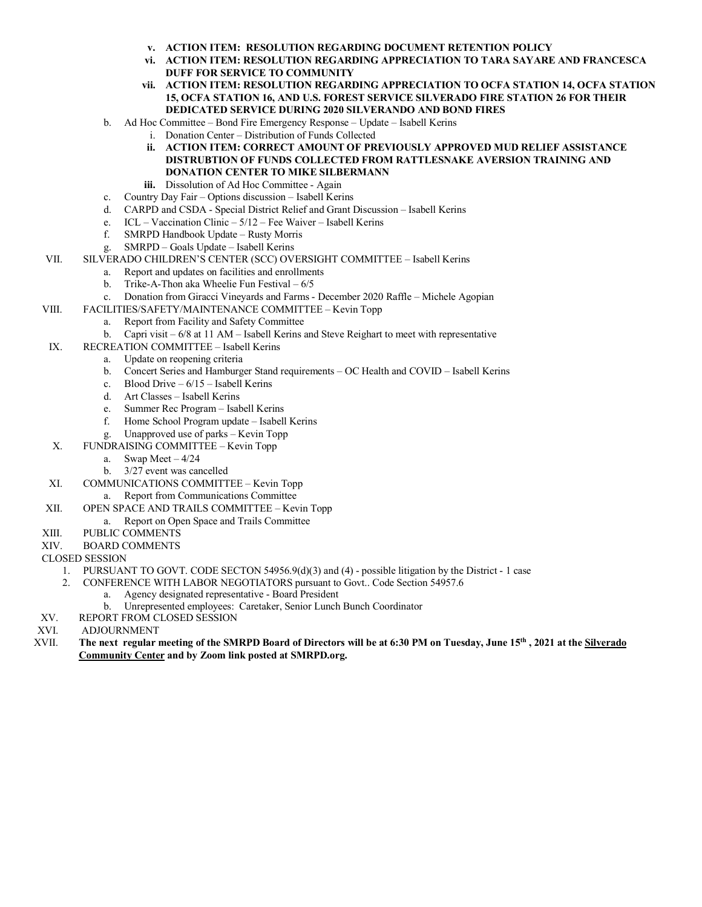- v. **ACTION ITEM: RESOLUTION REGARDING DOCUMENT RETENTION POLICY**
- vi. **ACTION ITEM: RESOLUTION REGARDING APPRECIATION TO TARA SAYARE AND FRANCESCA DUFF FOR SERVICE TO COMMUNITY**
- vii. **ACTION ITEM: RESOLUTION REGARDING APPRECIATION TO OCFA STATION 14, OCFA STATION 15, OCFA STATION 16, AND U.S. FOREST SERVICE SILVERADO FIRE STATION 26 FOR THEIR DEDICATED SERVICE DURING 2020 SILVERANDO AND BOND FIRES**

b. Ad Hoc Committee – Bond Fire Emergency Response – Update – Isabell Kerins
- i. Donation Center – Distribution of Funds Collected
- ii. **ACTION ITEM: CORRECT AMOUNT OF PREVIOUSLY APPROVED MUD RELIEF ASSISTANCE DISTRUBTION OF FUNDS COLLECTED FROM RATTLESNAKE AVERSION TRAINING AND DONATION CENTER TO MIKE SILBERMANN**
- iii. Dissolution of Ad Hoc Committee - Again

c. Country Day Fair – Options discussion – Isabell Kerins
d. CARPD and CSDA - Special District Relief and Grant Discussion – Isabell Kerins
e. ICL – Vaccination Clinic – 5/12 – Fee Waiver – Isabell Kerins
f. SMRPD Handbook Update – Rusty Morris
g. SMRPD – Goals Update – Isabell Kerins

VII. SILVERADO CHILDREN'S CENTER (SCC) OVERSIGHT COMMITTEE – Isabell Kerins
- a. Report and updates on facilities and enrollments
- b. Trike-A-Thon aka Wheelie Fun Festival – 6/5
- c. Donation from Giracci Vineyards and Farms - December 2020 Raffle – Michele Agopian

VIII. FACILITIES/SAFETY/MAINTENANCE COMMITTEE – Kevin Topp
- a. Report from Facility and Safety Committee
- b. Capri visit – 6/8 at 11 AM – Isabell Kerins and Steve Reighart to meet with representative

IX. RECREATION COMMITTEE – Isabell Kerins
- a. Update on reopening criteria
- b. Concert Series and Hamburger Stand requirements – OC Health and COVID – Isabell Kerins
- c. Blood Drive – 6/15 – Isabell Kerins
- d. Art Classes – Isabell Kerins
- e. Summer Rec Program – Isabell Kerins
- f. Home School Program update – Isabell Kerins
- g. Unapproved use of parks – Kevin Topp

X. FUNDRAISING COMMITTEE – Kevin Topp
- a. Swap Meet – 4/24
- b. 3/27 event was cancelled

XI. COMMUNICATIONS COMMITTEE – Kevin Topp
- a. Report from Communications Committee

XII. OPEN SPACE AND TRAILS COMMITTEE – Kevin Topp
- a. Report on Open Space and Trails Committee

XIII. PUBLIC COMMENTS

XIV. BOARD COMMENTS

CLOSED SESSION
1. PURSUANT TO GOVT. CODE SECTON 54956.9(d)(3) and (4) - possible litigation by the District - 1 case
2. CONFERENCE WITH LABOR NEGOTIATORS pursuant to Govt.. Code Section 54957.6
   - a. Agency designated representative - Board President
   - b. Unrepresented employees: Caretaker, Senior Lunch Bunch Coordinator

XV. REPORT FROM CLOSED SESSION

XVI. ADJOURNMENT

XVII. **The next regular meeting of the SMRPD Board of Directors will be at 6:30 PM on Tuesday, June 15th , 2021 at the Silverado Community Center and by Zoom link posted at SMRPD.org.**